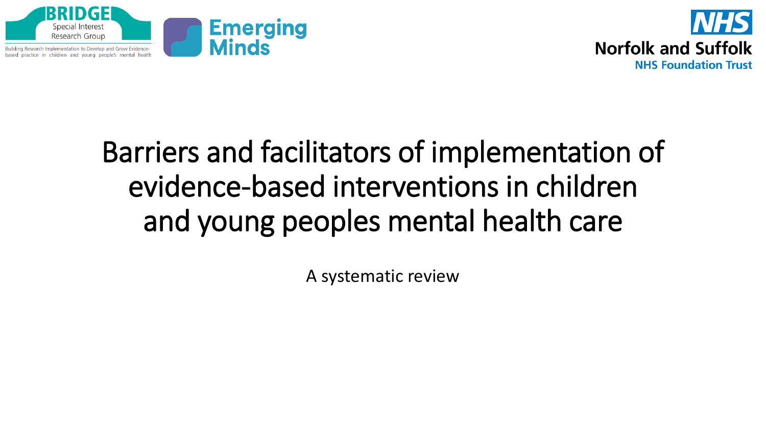BRIDGE Special Interest Research Group

Building Research Implementation to Develop and Grow Evidence-based practice in children and young people's mental health

Emerging Minds

NHS Norfolk and Suffolk NHS Foundation Trust

# Barriers and facilitators of implementation of evidence-based interventions in children and young peoples mental health care

A systematic review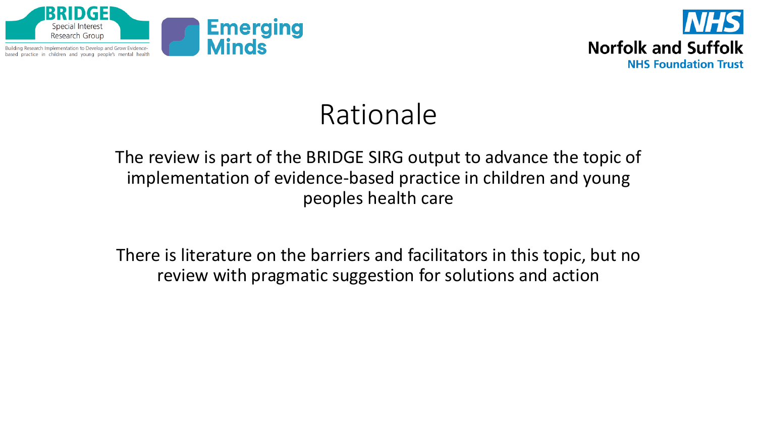# Rationale

The review is part of the BRIDGE SIRG output to advance the topic of implementation of evidence-based practice in children and young peoples health care

There is literature on the barriers and facilitators in this topic, but no review with pragmatic suggestion for solutions and action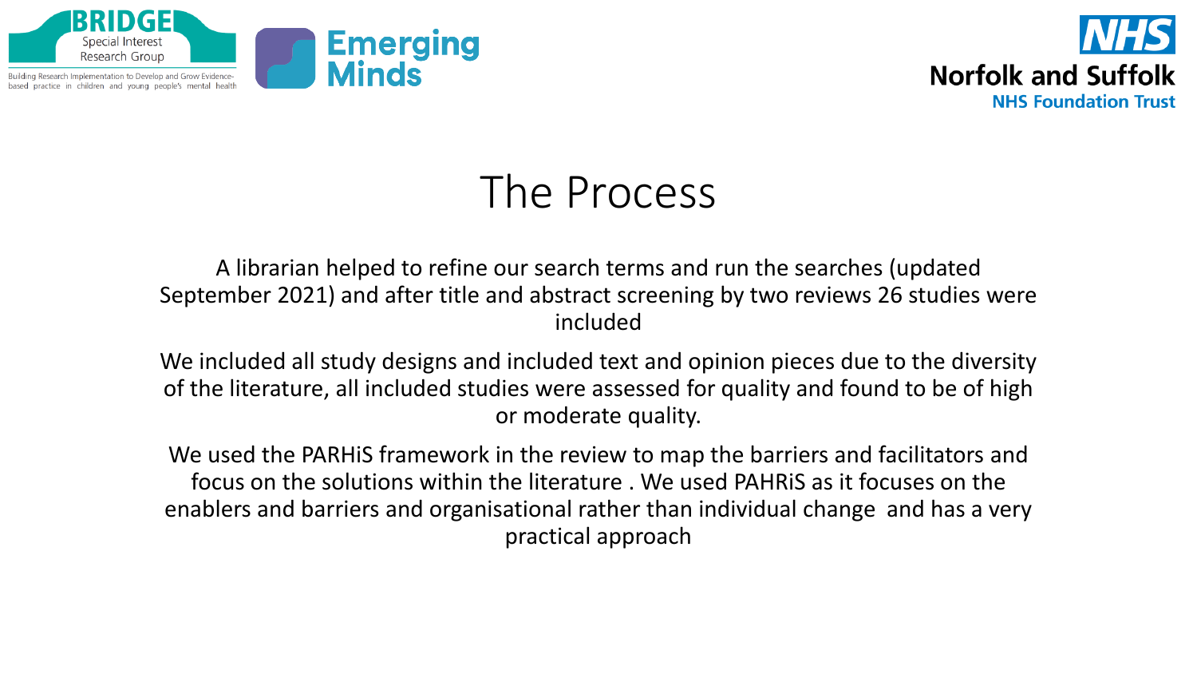# The Process

A librarian helped to refine our search terms and run the searches (updated September 2021) and after title and abstract screening by two reviews 26 studies were included

We included all study designs and included text and opinion pieces due to the diversity of the literature, all included studies were assessed for quality and found to be of high or moderate quality.

We used the PARHiS framework in the review to map the barriers and facilitators and focus on the solutions within the literature . We used PAHRiS as it focuses on the enablers and barriers and organisational rather than individual change and has a very practical approach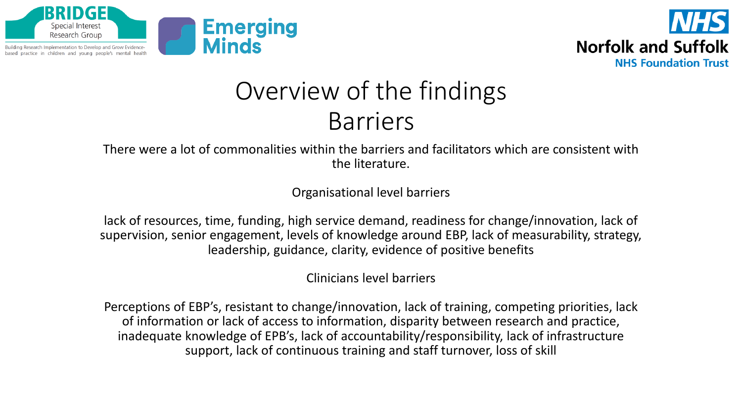# Overview of the findings
## Barriers

There were a lot of commonalities within the barriers and facilitators which are consistent with the literature.

### Organisational level barriers

lack of resources, time, funding, high service demand, readiness for change/innovation, lack of supervision, senior engagement, levels of knowledge around EBP, lack of measurability, strategy, leadership, guidance, clarity, evidence of positive benefits

### Clinicians level barriers

Perceptions of EBP's, resistant to change/innovation, lack of training, competing priorities, lack of information or lack of access to information, disparity between research and practice, inadequate knowledge of EPB's, lack of accountability/responsibility, lack of infrastructure support, lack of continuous training and staff turnover, loss of skill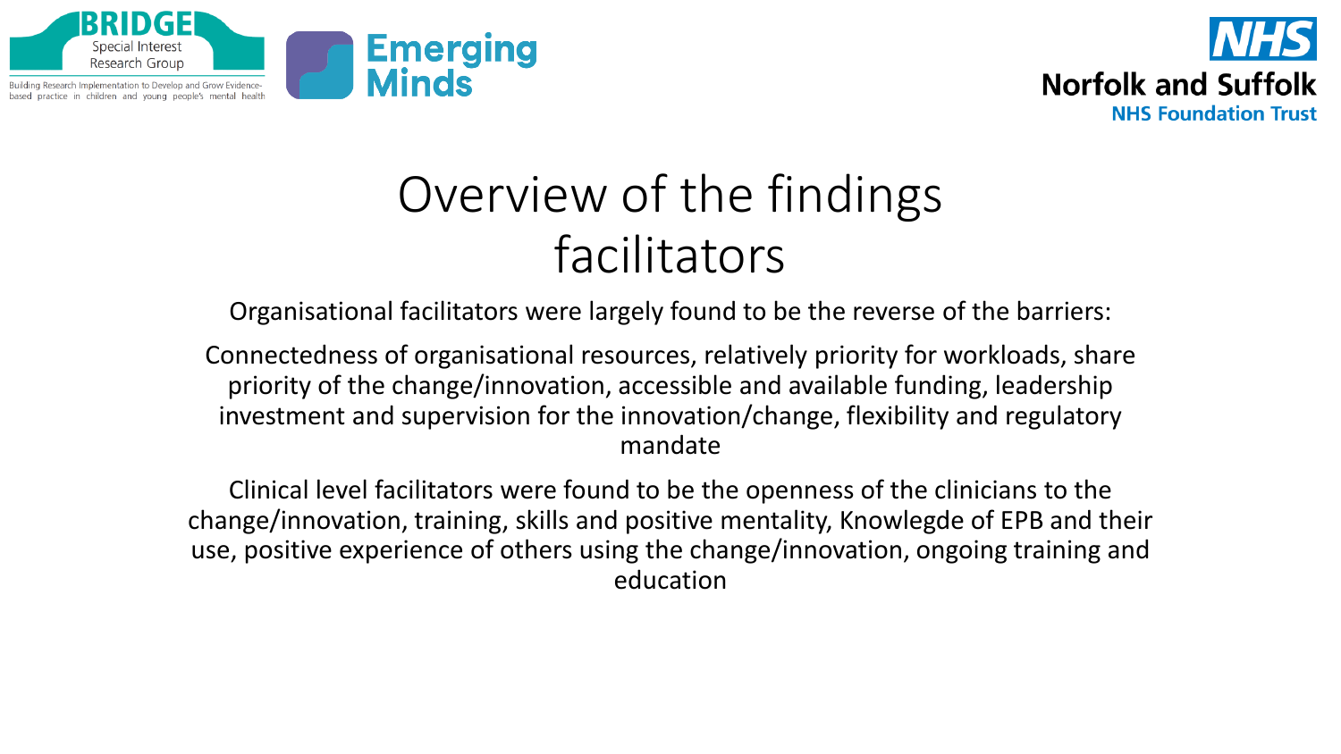# Overview of the findings facilitators

Organisational facilitators were largely found to be the reverse of the barriers:

Connectedness of organisational resources, relatively priority for workloads, share priority of the change/innovation, accessible and available funding, leadership investment and supervision for the innovation/change, flexibility and regulatory mandate

Clinical level facilitators were found to be the openness of the clinicians to the change/innovation, training, skills and positive mentality, Knowlegde of EPB and their use, positive experience of others using the change/innovation, ongoing training and education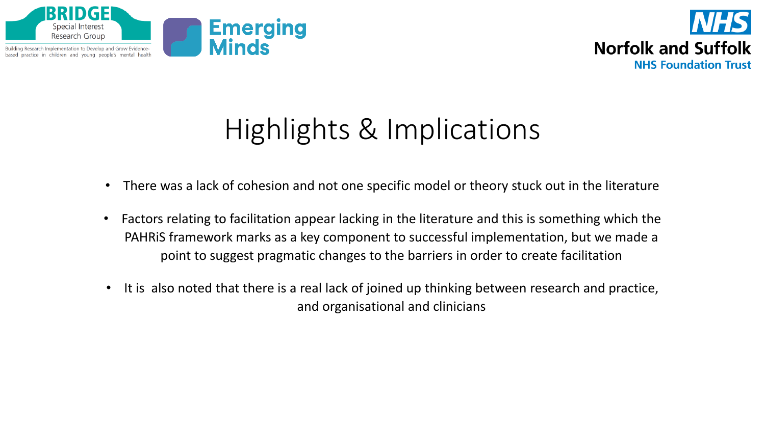# Highlights & Implications

- There was a lack of cohesion and not one specific model or theory stuck out in the literature
- Factors relating to facilitation appear lacking in the literature and this is something which the PAHRiS framework marks as a key component to successful implementation, but we made a point to suggest pragmatic changes to the barriers in order to create facilitation
- It is also noted that there is a real lack of joined up thinking between research and practice, and organisational and clinicians